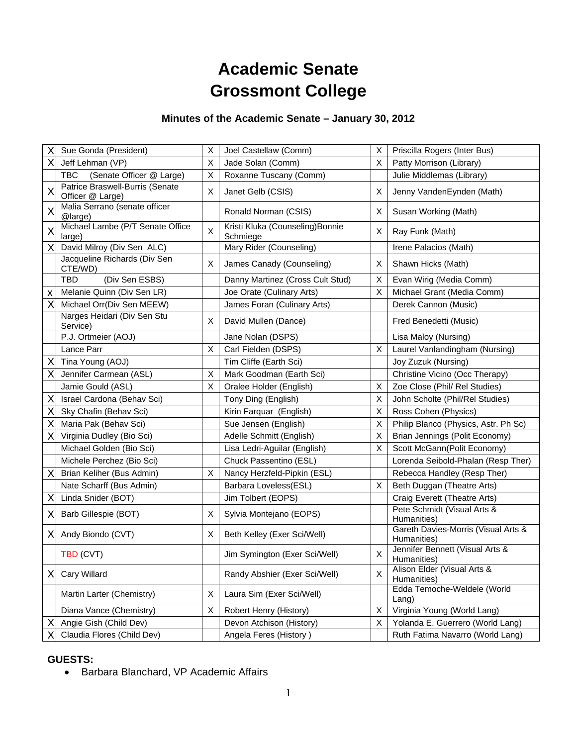# Academic Senate
# Grossmont College

### Minutes of the Academic Senate – January 30, 2012

| | | | | | |
|---|---|---|---|---|---|
| X | Sue Gonda (President) | X | Joel Castellaw (Comm) | X | Priscilla Rogers (Inter Bus) |
| X | Jeff Lehman (VP) | X | Jade Solan (Comm) | X | Patty Morrison (Library) |
| | TBC (Senate Officer @ Large) | X | Roxanne Tuscany (Comm) | | Julie Middlemas (Library) |
| X | Patrice Braswell-Burris (Senate Officer @ Large) | X | Janet Gelb (CSIS) | X | Jenny VandenEynden (Math) |
| X | Malia Serrano (senate officer @large) | | Ronald Norman (CSIS) | X | Susan Working (Math) |
| X | Michael Lambe (P/T Senate Office large) | X | Kristi Kluka (Counseling)Bonnie Schmiege | X | Ray Funk (Math) |
| X | David Milroy (Div Sen ALC) | | Mary Rider (Counseling) | | Irene Palacios (Math) |
| | Jacqueline Richards (Div Sen CTE/WD) | X | James Canady (Counseling) | X | Shawn Hicks (Math) |
| | TBD (Div Sen ESBS) | | Danny Martinez (Cross Cult Stud) | X | Evan Wirig (Media Comm) |
| x | Melanie Quinn (Div Sen LR) | | Joe Orate (Culinary Arts) | X | Michael Grant (Media Comm) |
| X | Michael Orr(Div Sen MEEW) | | James Foran (Culinary Arts) | | Derek Cannon (Music) |
| | Narges Heidari (Div Sen Stu Service) | X | David Mullen (Dance) | | Fred Benedetti (Music) |
| | P.J. Ortmeier (AOJ) | | Jane Nolan (DSPS) | | Lisa Maloy (Nursing) |
| | Lance Parr | X | Carl Fielden (DSPS) | X | Laurel Vanlandingham (Nursing) |
| X | Tina Young (AOJ) | | Tim Cliffe (Earth Sci) | | Joy Zuzuk (Nursing) |
| X | Jennifer Carmean (ASL) | X | Mark Goodman (Earth Sci) | | Christine Vicino (Occ Therapy) |
| | Jamie Gould (ASL) | X | Oralee Holder (English) | X | Zoe Close (Phil/ Rel Studies) |
| X | Israel Cardona (Behav Sci) | | Tony Ding (English) | X | John Scholte (Phil/Rel Studies) |
| X | Sky Chafin (Behav Sci) | | Kirin Farquar (English) | X | Ross Cohen (Physics) |
| X | Maria Pak (Behav Sci) | | Sue Jensen (English) | X | Philip Blanco (Physics, Astr. Ph Sc) |
| X | Virginia Dudley (Bio Sci) | | Adelle Schmitt (English) | X | Brian Jennings (Polit Economy) |
| | Michael Golden (Bio Sci) | | Lisa Ledri-Aguilar (English) | X | Scott McGann(Polit Economy) |
| | Michele Perchez (Bio Sci) | | Chuck Passentino (ESL) | | Lorenda Seibold-Phalan (Resp Ther) |
| X | Brian Keliher (Bus Admin) | X | Nancy Herzfeld-Pipkin (ESL) | | Rebecca Handley (Resp Ther) |
| | Nate Scharff (Bus Admin) | | Barbara Loveless(ESL) | X | Beth Duggan (Theatre Arts) |
| X | Linda Snider (BOT) | | Jim Tolbert (EOPS) | | Craig Everett (Theatre Arts) |
| X | Barb Gillespie (BOT) | X | Sylvia Montejano (EOPS) | | Pete Schmidt (Visual Arts & Humanities) |
| X | Andy Biondo (CVT) | X | Beth Kelley (Exer Sci/Well) | | Gareth Davies-Morris (Visual Arts & Humanities) |
| | TBD (CVT) | | Jim Symington (Exer Sci/Well) | X | Jennifer Bennett (Visual Arts & Humanities) |
| X | Cary Willard | | Randy Abshier (Exer Sci/Well) | X | Alison Elder (Visual Arts & Humanities) |
| | Martin Larter (Chemistry) | X | Laura Sim (Exer Sci/Well) | | Edda Temoche-Weldele (World Lang) |
| | Diana Vance (Chemistry) | X | Robert Henry (History) | X | Virginia Young (World Lang) |
| X | Angie Gish (Child Dev) | | Devon Atchison (History) | X | Yolanda E. Guerrero (World Lang) |
| X | Claudia Flores (Child Dev) | | Angela Feres (History ) | | Ruth Fatima Navarro (World Lang) |

**GUESTS:**

- Barbara Blanchard, VP Academic Affairs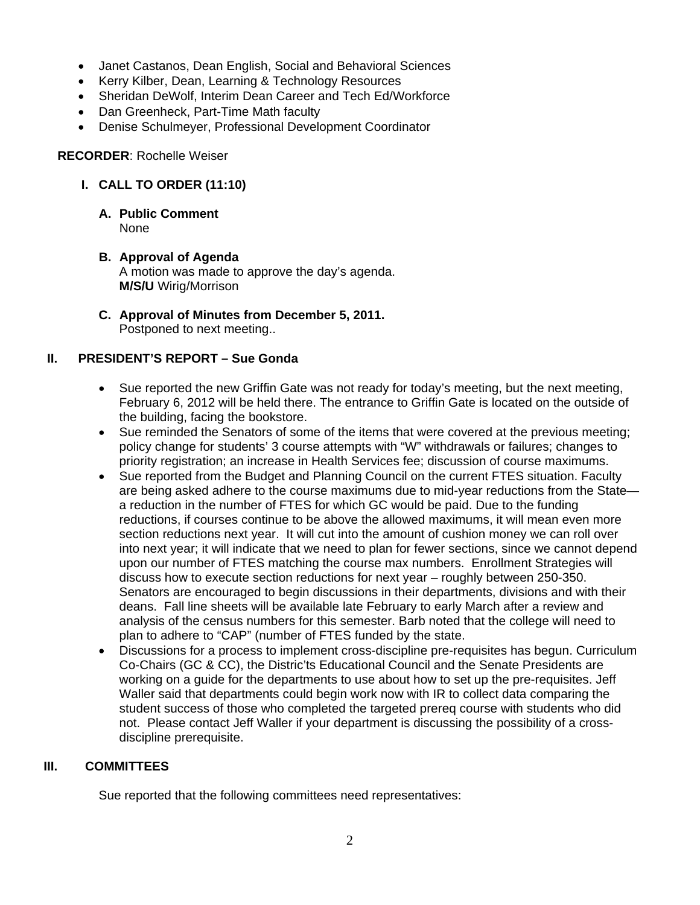- Janet Castanos, Dean English, Social and Behavioral Sciences
- Kerry Kilber, Dean, Learning & Technology Resources
- Sheridan DeWolf, Interim Dean Career and Tech Ed/Workforce
- Dan Greenheck, Part-Time Math faculty
- Denise Schulmeyer, Professional Development Coordinator

**RECORDER**: Rochelle Weiser

## I. CALL TO ORDER (11:10)

**A. Public Comment**
None

**B. Approval of Agenda**
A motion was made to approve the day's agenda.
**M/S/U** Wirig/Morrison

**C. Approval of Minutes from December 5, 2011.**
Postponed to next meeting..

## II. PRESIDENT'S REPORT – Sue Gonda

- Sue reported the new Griffin Gate was not ready for today's meeting, but the next meeting, February 6, 2012 will be held there. The entrance to Griffin Gate is located on the outside of the building, facing the bookstore.
- Sue reminded the Senators of some of the items that were covered at the previous meeting; policy change for students' 3 course attempts with "W" withdrawals or failures; changes to priority registration; an increase in Health Services fee; discussion of course maximums.
- Sue reported from the Budget and Planning Council on the current FTES situation. Faculty are being asked adhere to the course maximums due to mid-year reductions from the State—a reduction in the number of FTES for which GC would be paid. Due to the funding reductions, if courses continue to be above the allowed maximums, it will mean even more section reductions next year. It will cut into the amount of cushion money we can roll over into next year; it will indicate that we need to plan for fewer sections, since we cannot depend upon our number of FTES matching the course max numbers. Enrollment Strategies will discuss how to execute section reductions for next year – roughly between 250-350. Senators are encouraged to begin discussions in their departments, divisions and with their deans. Fall line sheets will be available late February to early March after a review and analysis of the census numbers for this semester. Barb noted that the college will need to plan to adhere to "CAP" (number of FTES funded by the state.
- Discussions for a process to implement cross-discipline pre-requisites has begun. Curriculum Co-Chairs (GC & CC), the Distric'ts Educational Council and the Senate Presidents are working on a guide for the departments to use about how to set up the pre-requisites. Jeff Waller said that departments could begin work now with IR to collect data comparing the student success of those who completed the targeted prereq course with students who did not. Please contact Jeff Waller if your department is discussing the possibility of a cross-discipline prerequisite.

## III. COMMITTEES

Sue reported that the following committees need representatives: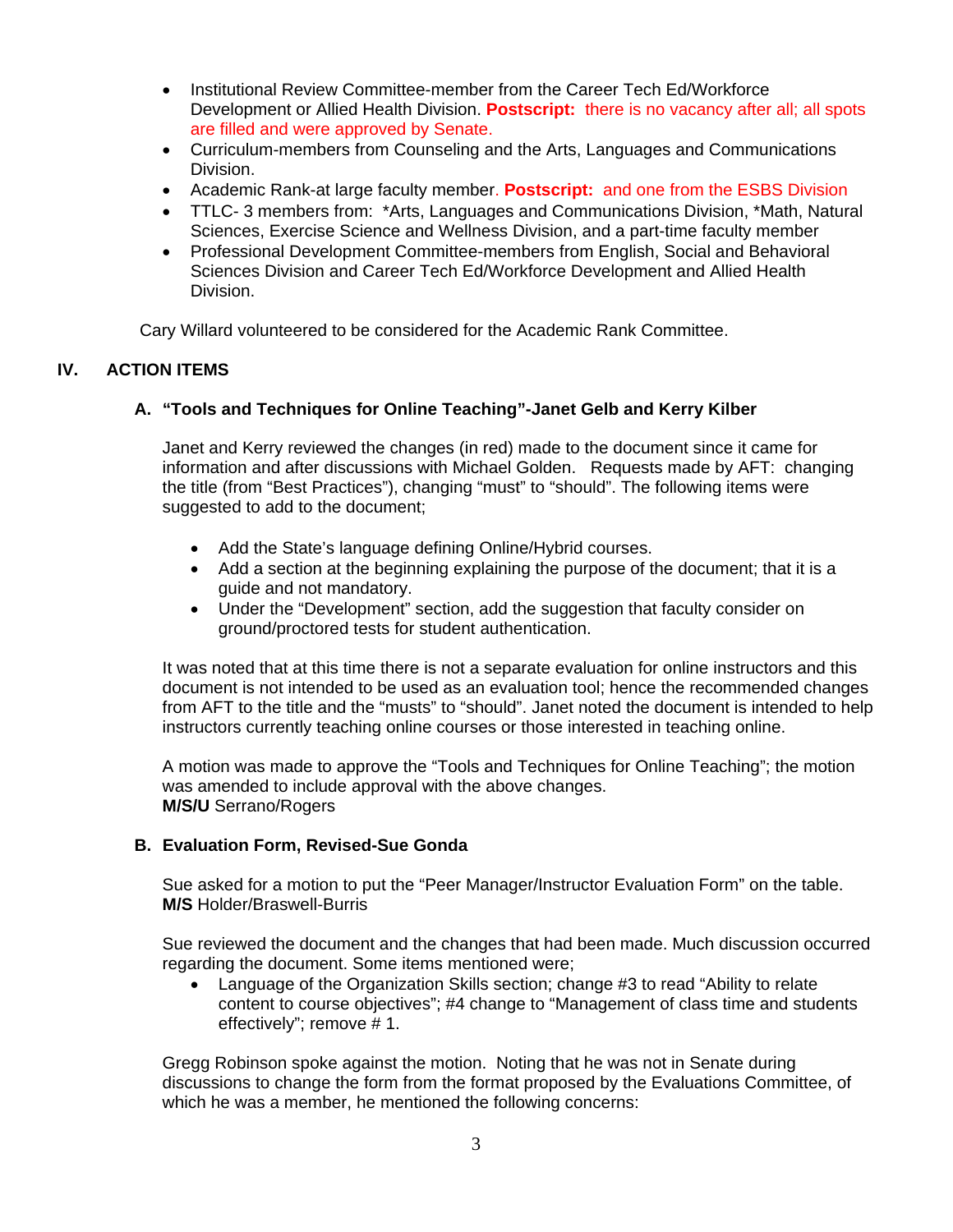- Institutional Review Committee-member from the Career Tech Ed/Workforce Development or Allied Health Division. **Postscript:** there is no vacancy after all; all spots are filled and were approved by Senate.
- Curriculum-members from Counseling and the Arts, Languages and Communications Division.
- Academic Rank-at large faculty member. **Postscript:** and one from the ESBS Division
- TTLC- 3 members from: *Arts, Languages and Communications Division, *Math, Natural Sciences, Exercise Science and Wellness Division, and a part-time faculty member
- Professional Development Committee-members from English, Social and Behavioral Sciences Division and Career Tech Ed/Workforce Development and Allied Health Division.

Cary Willard volunteered to be considered for the Academic Rank Committee.

## IV. ACTION ITEMS

### A. "Tools and Techniques for Online Teaching"-Janet Gelb and Kerry Kilber

Janet and Kerry reviewed the changes (in red) made to the document since it came for information and after discussions with Michael Golden. Requests made by AFT: changing the title (from "Best Practices"), changing "must" to "should". The following items were suggested to add to the document;

- Add the State's language defining Online/Hybrid courses.
- Add a section at the beginning explaining the purpose of the document; that it is a guide and not mandatory.
- Under the "Development" section, add the suggestion that faculty consider on ground/proctored tests for student authentication.

It was noted that at this time there is not a separate evaluation for online instructors and this document is not intended to be used as an evaluation tool; hence the recommended changes from AFT to the title and the "musts" to "should". Janet noted the document is intended to help instructors currently teaching online courses or those interested in teaching online.

A motion was made to approve the "Tools and Techniques for Online Teaching"; the motion was amended to include approval with the above changes.
**M/S/U** Serrano/Rogers

### B. Evaluation Form, Revised-Sue Gonda

Sue asked for a motion to put the "Peer Manager/Instructor Evaluation Form" on the table.
**M/S** Holder/Braswell-Burris

Sue reviewed the document and the changes that had been made. Much discussion occurred regarding the document. Some items mentioned were;

- Language of the Organization Skills section; change #3 to read "Ability to relate content to course objectives"; #4 change to "Management of class time and students effectively"; remove # 1.

Gregg Robinson spoke against the motion. Noting that he was not in Senate during discussions to change the form from the format proposed by the Evaluations Committee, of which he was a member, he mentioned the following concerns: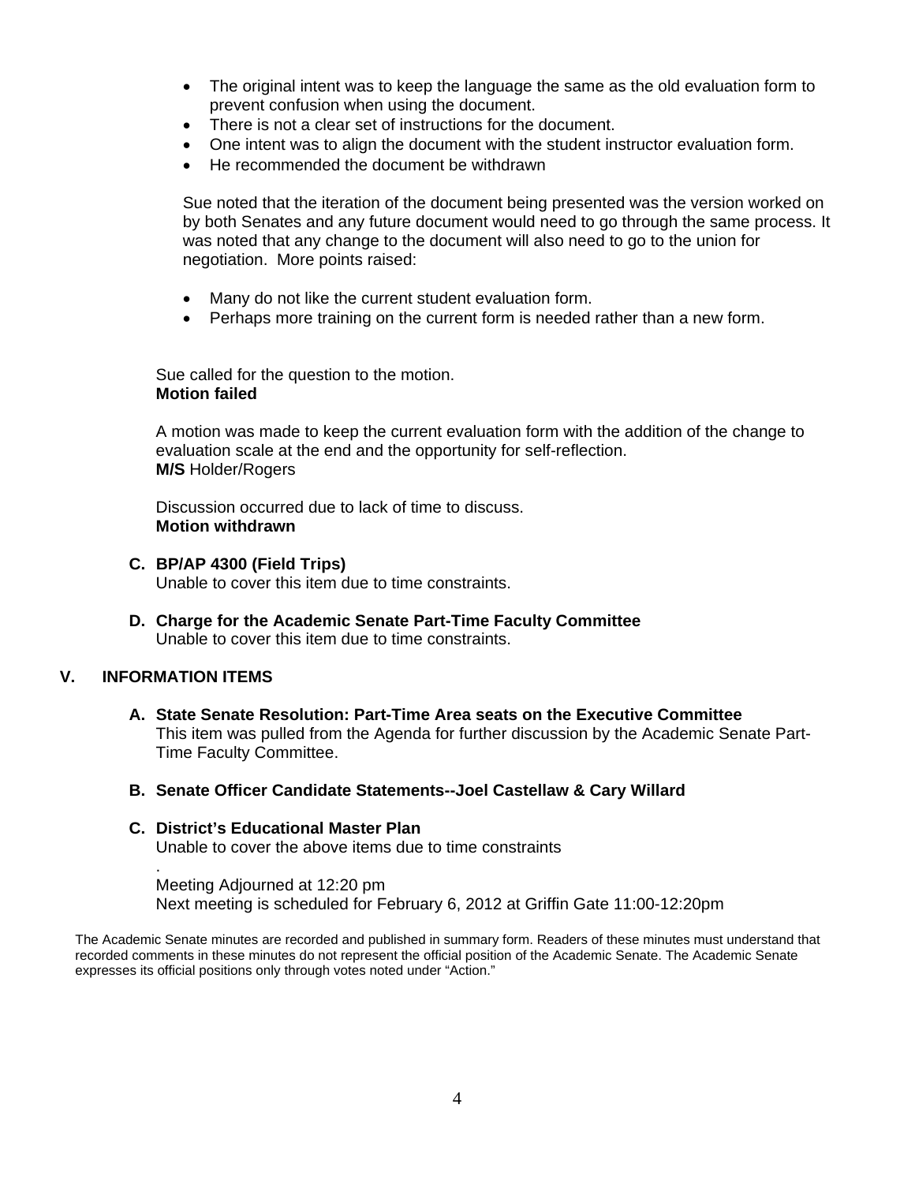- The original intent was to keep the language the same as the old evaluation form to prevent confusion when using the document.
- There is not a clear set of instructions for the document.
- One intent was to align the document with the student instructor evaluation form.
- He recommended the document be withdrawn

Sue noted that the iteration of the document being presented was the version worked on by both Senates and any future document would need to go through the same process. It was noted that any change to the document will also need to go to the union for negotiation. More points raised:

- Many do not like the current student evaluation form.
- Perhaps more training on the current form is needed rather than a new form.

Sue called for the question to the motion.
**Motion failed**

A motion was made to keep the current evaluation form with the addition of the change to evaluation scale at the end and the opportunity for self-reflection.
**M/S** Holder/Rogers

Discussion occurred due to lack of time to discuss.
**Motion withdrawn**

**C. BP/AP 4300 (Field Trips)**
Unable to cover this item due to time constraints.

**D. Charge for the Academic Senate Part-Time Faculty Committee**
Unable to cover this item due to time constraints.

## V. INFORMATION ITEMS

**A. State Senate Resolution: Part-Time Area seats on the Executive Committee**
This item was pulled from the Agenda for further discussion by the Academic Senate Part-Time Faculty Committee.

**B. Senate Officer Candidate Statements--Joel Castellaw & Cary Willard**

**C. District's Educational Master Plan**
Unable to cover the above items due to time constraints
.
Meeting Adjourned at 12:20 pm
Next meeting is scheduled for February 6, 2012 at Griffin Gate 11:00-12:20pm

The Academic Senate minutes are recorded and published in summary form. Readers of these minutes must understand that recorded comments in these minutes do not represent the official position of the Academic Senate. The Academic Senate expresses its official positions only through votes noted under "Action."